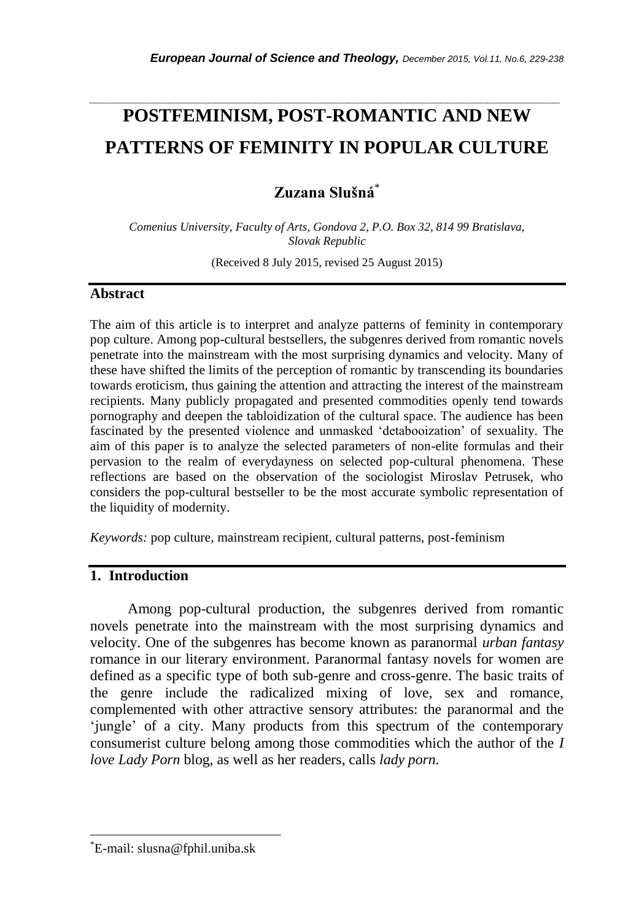# POSTFEMINISM, POST-ROMANTIC AND NEW PATTERNS OF FEMINITY IN POPULAR CULTURE

**Zuzana Slušná***

*Comenius University, Faculty of Arts, Gondova 2, P.O. Box 32, 814 99 Bratislava, Slovak Republic*

(Received 8 July 2015, revised 25 August 2015)

## Abstract

The aim of this article is to interpret and analyze patterns of feminity in contemporary pop culture. Among pop-cultural bestsellers, the subgenres derived from romantic novels penetrate into the mainstream with the most surprising dynamics and velocity. Many of these have shifted the limits of the perception of romantic by transcending its boundaries towards eroticism, thus gaining the attention and attracting the interest of the mainstream recipients. Many publicly propagated and presented commodities openly tend towards pornography and deepen the tabloidization of the cultural space. The audience has been fascinated by the presented violence and unmasked 'detabooization' of sexuality. The aim of this paper is to analyze the selected parameters of non-elite formulas and their pervasion to the realm of everydayness on selected pop-cultural phenomena. These reflections are based on the observation of the sociologist Miroslav Petrusek, who considers the pop-cultural bestseller to be the most accurate symbolic representation of the liquidity of modernity.

*Keywords:* pop culture, mainstream recipient, cultural patterns, post-feminism

## 1. Introduction

Among pop-cultural production, the subgenres derived from romantic novels penetrate into the mainstream with the most surprising dynamics and velocity. One of the subgenres has become known as paranormal *urban fantasy* romance in our literary environment. Paranormal fantasy novels for women are defined as a specific type of both sub-genre and cross-genre. The basic traits of the genre include the radicalized mixing of love, sex and romance, complemented with other attractive sensory attributes: the paranormal and the 'jungle' of a city. Many products from this spectrum of the contemporary consumerist culture belong among those commodities which the author of the *I love Lady Porn* blog, as well as her readers, calls *lady porn.*

*E-mail: slusna@fphil.uniba.sk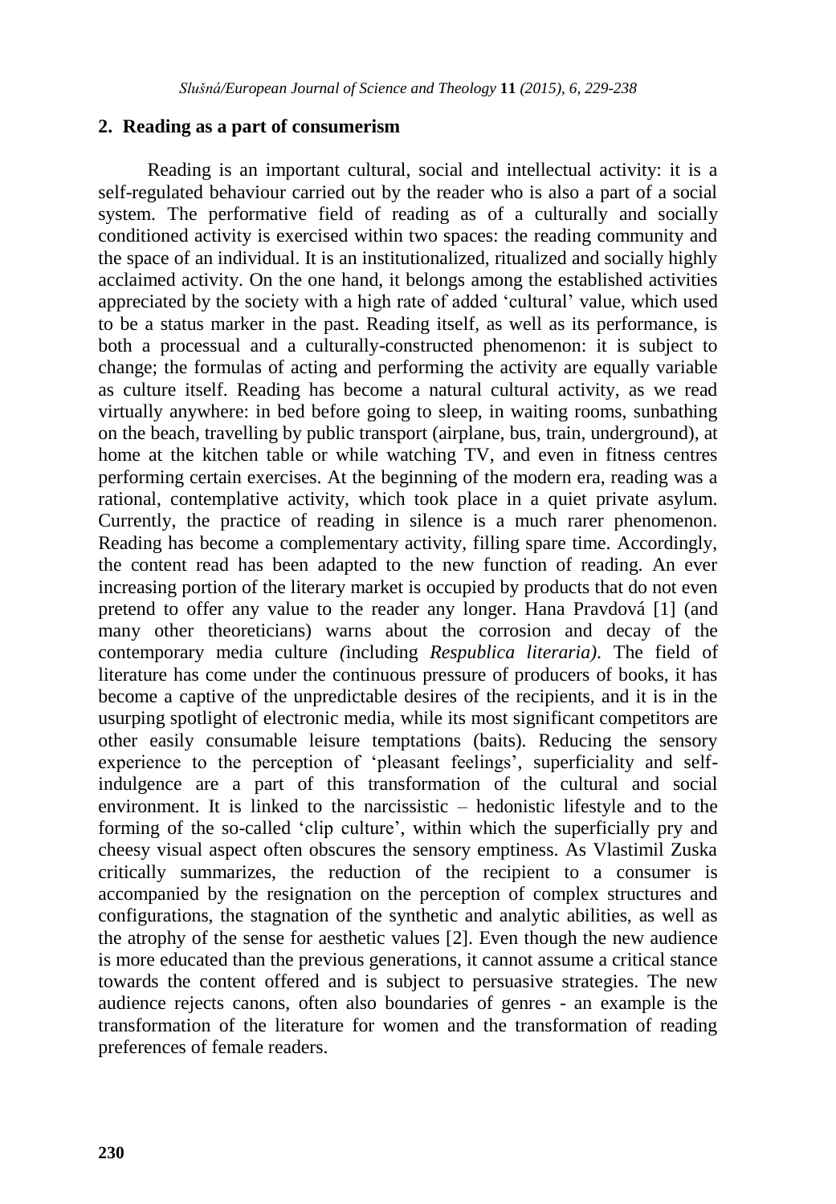## 2. Reading as a part of consumerism

Reading is an important cultural, social and intellectual activity: it is a self-regulated behaviour carried out by the reader who is also a part of a social system. The performative field of reading as of a culturally and socially conditioned activity is exercised within two spaces: the reading community and the space of an individual. It is an institutionalized, ritualized and socially highly acclaimed activity. On the one hand, it belongs among the established activities appreciated by the society with a high rate of added 'cultural' value, which used to be a status marker in the past. Reading itself, as well as its performance, is both a processual and a culturally-constructed phenomenon: it is subject to change; the formulas of acting and performing the activity are equally variable as culture itself. Reading has become a natural cultural activity, as we read virtually anywhere: in bed before going to sleep, in waiting rooms, sunbathing on the beach, travelling by public transport (airplane, bus, train, underground), at home at the kitchen table or while watching TV, and even in fitness centres performing certain exercises. At the beginning of the modern era, reading was a rational, contemplative activity, which took place in a quiet private asylum. Currently, the practice of reading in silence is a much rarer phenomenon. Reading has become a complementary activity, filling spare time. Accordingly, the content read has been adapted to the new function of reading. An ever increasing portion of the literary market is occupied by products that do not even pretend to offer any value to the reader any longer. Hana Pravdová [1] (and many other theoreticians) warns about the corrosion and decay of the contemporary media culture *(*including *Respublica literaria)*. The field of literature has come under the continuous pressure of producers of books, it has become a captive of the unpredictable desires of the recipients, and it is in the usurping spotlight of electronic media, while its most significant competitors are other easily consumable leisure temptations (baits). Reducing the sensory experience to the perception of 'pleasant feelings', superficiality and self-indulgence are a part of this transformation of the cultural and social environment. It is linked to the narcissistic – hedonistic lifestyle and to the forming of the so-called 'clip culture', within which the superficially pry and cheesy visual aspect often obscures the sensory emptiness. As Vlastimil Zuska critically summarizes, the reduction of the recipient to a consumer is accompanied by the resignation on the perception of complex structures and configurations, the stagnation of the synthetic and analytic abilities, as well as the atrophy of the sense for aesthetic values [2]. Even though the new audience is more educated than the previous generations, it cannot assume a critical stance towards the content offered and is subject to persuasive strategies. The new audience rejects canons, often also boundaries of genres - an example is the transformation of the literature for women and the transformation of reading preferences of female readers.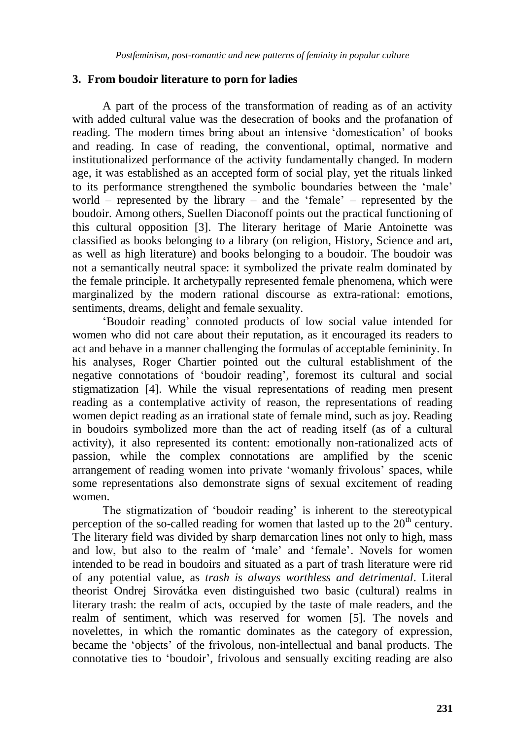## 3. From boudoir literature to porn for ladies

A part of the process of the transformation of reading as of an activity with added cultural value was the desecration of books and the profanation of reading. The modern times bring about an intensive 'domestication' of books and reading. In case of reading, the conventional, optimal, normative and institutionalized performance of the activity fundamentally changed. In modern age, it was established as an accepted form of social play, yet the rituals linked to its performance strengthened the symbolic boundaries between the 'male' world – represented by the library – and the 'female' – represented by the boudoir. Among others, Suellen Diaconoff points out the practical functioning of this cultural opposition [3]. The literary heritage of Marie Antoinette was classified as books belonging to a library (on religion, History, Science and art, as well as high literature) and books belonging to a boudoir. The boudoir was not a semantically neutral space: it symbolized the private realm dominated by the female principle. It archetypally represented female phenomena, which were marginalized by the modern rational discourse as extra-rational: emotions, sentiments, dreams, delight and female sexuality.

'Boudoir reading' connoted products of low social value intended for women who did not care about their reputation, as it encouraged its readers to act and behave in a manner challenging the formulas of acceptable femininity. In his analyses, Roger Chartier pointed out the cultural establishment of the negative connotations of 'boudoir reading', foremost its cultural and social stigmatization [4]. While the visual representations of reading men present reading as a contemplative activity of reason, the representations of reading women depict reading as an irrational state of female mind, such as joy. Reading in boudoirs symbolized more than the act of reading itself (as of a cultural activity), it also represented its content: emotionally non-rationalized acts of passion, while the complex connotations are amplified by the scenic arrangement of reading women into private 'womanly frivolous' spaces, while some representations also demonstrate signs of sexual excitement of reading women.

The stigmatization of 'boudoir reading' is inherent to the stereotypical perception of the so-called reading for women that lasted up to the 20th century. The literary field was divided by sharp demarcation lines not only to high, mass and low, but also to the realm of 'male' and 'female'. Novels for women intended to be read in boudoirs and situated as a part of trash literature were rid of any potential value, as *trash is always worthless and detrimental*. Literal theorist Ondrej Sirovátka even distinguished two basic (cultural) realms in literary trash: the realm of acts, occupied by the taste of male readers, and the realm of sentiment, which was reserved for women [5]. The novels and novelettes, in which the romantic dominates as the category of expression, became the 'objects' of the frivolous, non-intellectual and banal products. The connotative ties to 'boudoir', frivolous and sensually exciting reading are also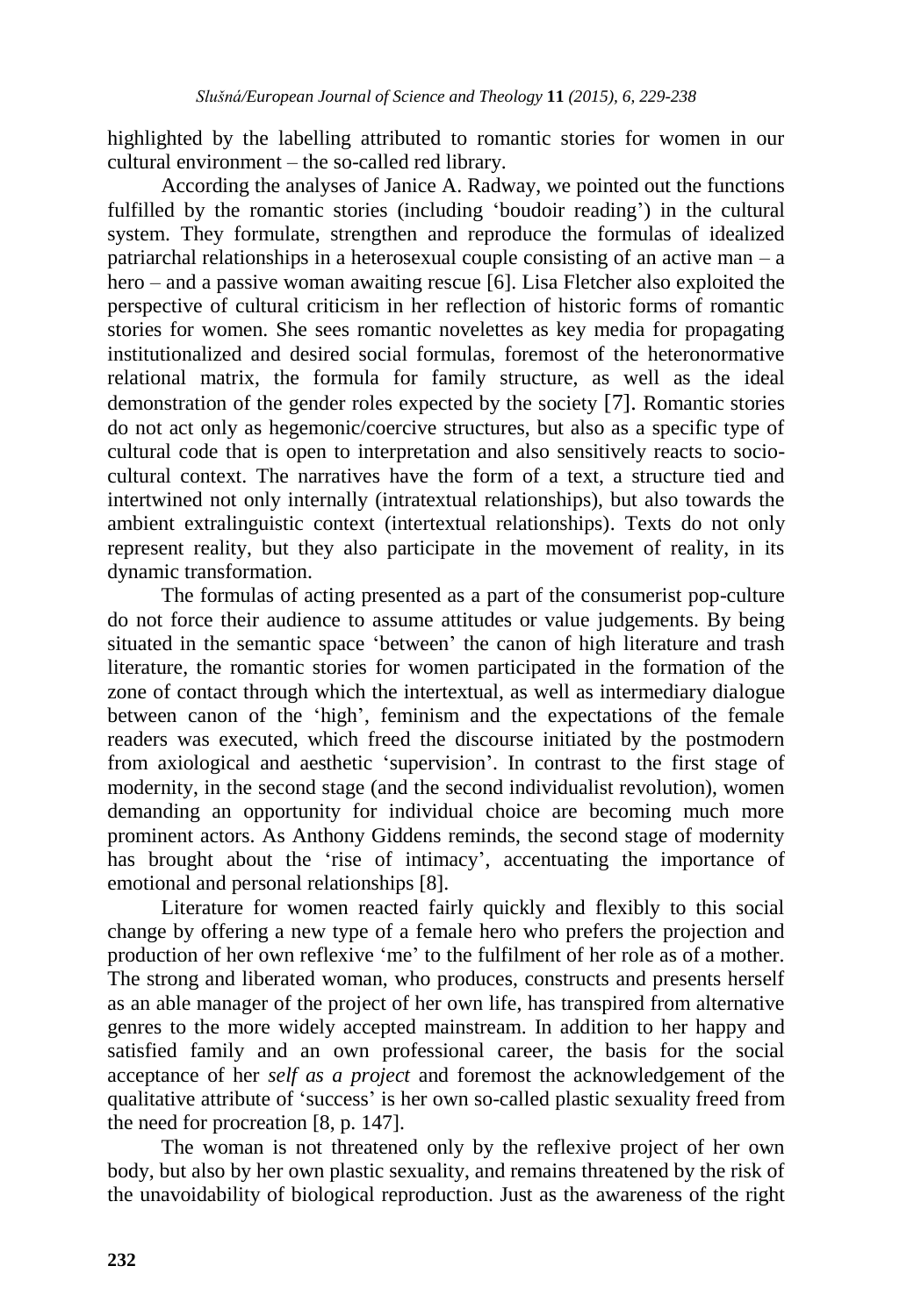highlighted by the labelling attributed to romantic stories for women in our cultural environment – the so-called red library.

According the analyses of Janice A. Radway, we pointed out the functions fulfilled by the romantic stories (including 'boudoir reading') in the cultural system. They formulate, strengthen and reproduce the formulas of idealized patriarchal relationships in a heterosexual couple consisting of an active man – a hero – and a passive woman awaiting rescue [6]. Lisa Fletcher also exploited the perspective of cultural criticism in her reflection of historic forms of romantic stories for women. She sees romantic novelettes as key media for propagating institutionalized and desired social formulas, foremost of the heteronormative relational matrix, the formula for family structure, as well as the ideal demonstration of the gender roles expected by the society [7]. Romantic stories do not act only as hegemonic/coercive structures, but also as a specific type of cultural code that is open to interpretation and also sensitively reacts to socio-cultural context. The narratives have the form of a text, a structure tied and intertwined not only internally (intratextual relationships), but also towards the ambient extralinguistic context (intertextual relationships). Texts do not only represent reality, but they also participate in the movement of reality, in its dynamic transformation.

The formulas of acting presented as a part of the consumerist pop-culture do not force their audience to assume attitudes or value judgements. By being situated in the semantic space 'between' the canon of high literature and trash literature, the romantic stories for women participated in the formation of the zone of contact through which the intertextual, as well as intermediary dialogue between canon of the 'high', feminism and the expectations of the female readers was executed, which freed the discourse initiated by the postmodern from axiological and aesthetic 'supervision'. In contrast to the first stage of modernity, in the second stage (and the second individualist revolution), women demanding an opportunity for individual choice are becoming much more prominent actors. As Anthony Giddens reminds, the second stage of modernity has brought about the 'rise of intimacy', accentuating the importance of emotional and personal relationships [8].

Literature for women reacted fairly quickly and flexibly to this social change by offering a new type of a female hero who prefers the projection and production of her own reflexive 'me' to the fulfilment of her role as of a mother. The strong and liberated woman, who produces, constructs and presents herself as an able manager of the project of her own life, has transpired from alternative genres to the more widely accepted mainstream. In addition to her happy and satisfied family and an own professional career, the basis for the social acceptance of her *self as a project* and foremost the acknowledgement of the qualitative attribute of 'success' is her own so-called plastic sexuality freed from the need for procreation [8, p. 147].

The woman is not threatened only by the reflexive project of her own body, but also by her own plastic sexuality, and remains threatened by the risk of the unavoidability of biological reproduction. Just as the awareness of the right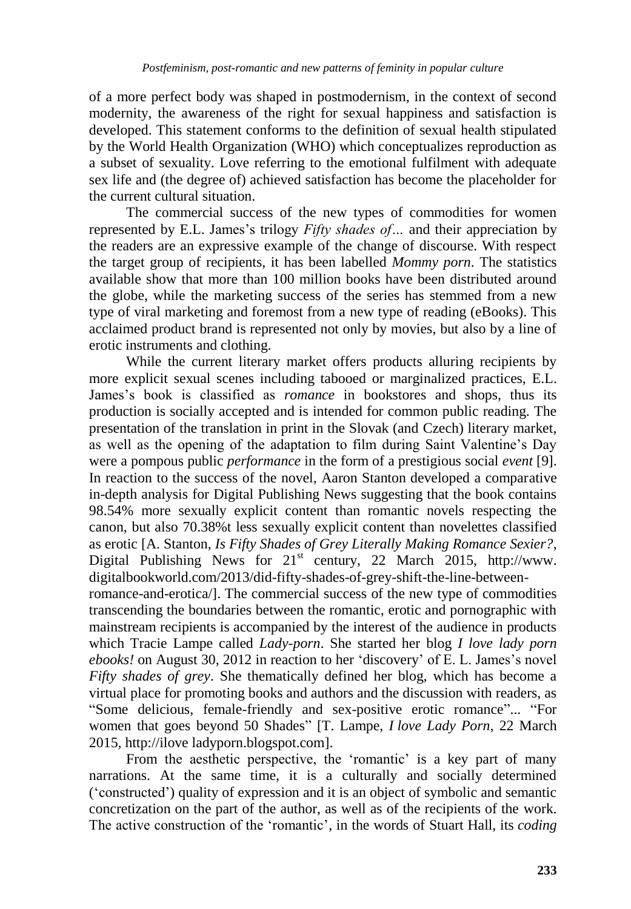of a more perfect body was shaped in postmodernism, in the context of second modernity, the awareness of the right for sexual happiness and satisfaction is developed. This statement conforms to the definition of sexual health stipulated by the World Health Organization (WHO) which conceptualizes reproduction as a subset of sexuality. Love referring to the emotional fulfilment with adequate sex life and (the degree of) achieved satisfaction has become the placeholder for the current cultural situation.

The commercial success of the new types of commodities for women represented by E.L. James's trilogy *Fifty shades of…* and their appreciation by the readers are an expressive example of the change of discourse. With respect the target group of recipients, it has been labelled *Mommy porn*. The statistics available show that more than 100 million books have been distributed around the globe, while the marketing success of the series has stemmed from a new type of viral marketing and foremost from a new type of reading (eBooks). This acclaimed product brand is represented not only by movies, but also by a line of erotic instruments and clothing.

While the current literary market offers products alluring recipients by more explicit sexual scenes including tabooed or marginalized practices, E.L. James's book is classified as *romance* in bookstores and shops, thus its production is socially accepted and is intended for common public reading. The presentation of the translation in print in the Slovak (and Czech) literary market, as well as the opening of the adaptation to film during Saint Valentine's Day were a pompous public *performance* in the form of a prestigious social *event* [9]. In reaction to the success of the novel, Aaron Stanton developed a comparative in-depth analysis for Digital Publishing News suggesting that the book contains 98.54% more sexually explicit content than romantic novels respecting the canon, but also 70.38%t less sexually explicit content than novelettes classified as erotic [A. Stanton, *Is Fifty Shades of Grey Literally Making Romance Sexier?*, Digital Publishing News for 21st century, 22 March 2015, http://www.digitalbookworld.com/2013/did-fifty-shades-of-grey-shift-the-line-between-romance-and-erotica/]. The commercial success of the new type of commodities transcending the boundaries between the romantic, erotic and pornographic with mainstream recipients is accompanied by the interest of the audience in products which Tracie Lampe called *Lady-porn*. She started her blog *I love lady porn ebooks!* on August 30, 2012 in reaction to her 'discovery' of E. L. James's novel *Fifty shades of grey*. She thematically defined her blog, which has become a virtual place for promoting books and authors and the discussion with readers, as "Some delicious, female-friendly and sex-positive erotic romance"... "For women that goes beyond 50 Shades" [T. Lampe, *I love Lady Porn*, 22 March 2015, http://ilove ladyporn.blogspot.com].

From the aesthetic perspective, the 'romantic' is a key part of many narrations. At the same time, it is a culturally and socially determined ('constructed') quality of expression and it is an object of symbolic and semantic concretization on the part of the author, as well as of the recipients of the work. The active construction of the 'romantic', in the words of Stuart Hall, its *coding*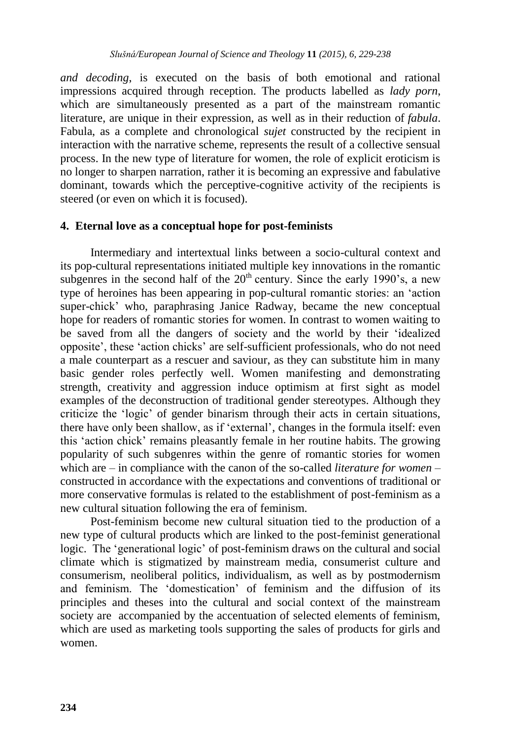*and decoding*, is executed on the basis of both emotional and rational impressions acquired through reception. The products labelled as *lady porn*, which are simultaneously presented as a part of the mainstream romantic literature, are unique in their expression, as well as in their reduction of *fabula*. Fabula, as a complete and chronological *sujet* constructed by the recipient in interaction with the narrative scheme, represents the result of a collective sensual process. In the new type of literature for women, the role of explicit eroticism is no longer to sharpen narration, rather it is becoming an expressive and fabulative dominant, towards which the perceptive-cognitive activity of the recipients is steered (or even on which it is focused).

## 4. Eternal love as a conceptual hope for post-feminists

Intermediary and intertextual links between a socio-cultural context and its pop-cultural representations initiated multiple key innovations in the romantic subgenres in the second half of the 20th century. Since the early 1990's, a new type of heroines has been appearing in pop-cultural romantic stories: an 'action super-chick' who, paraphrasing Janice Radway, became the new conceptual hope for readers of romantic stories for women. In contrast to women waiting to be saved from all the dangers of society and the world by their 'idealized opposite', these 'action chicks' are self-sufficient professionals, who do not need a male counterpart as a rescuer and saviour, as they can substitute him in many basic gender roles perfectly well. Women manifesting and demonstrating strength, creativity and aggression induce optimism at first sight as model examples of the deconstruction of traditional gender stereotypes. Although they criticize the 'logic' of gender binarism through their acts in certain situations, there have only been shallow, as if 'external', changes in the formula itself: even this 'action chick' remains pleasantly female in her routine habits. The growing popularity of such subgenres within the genre of romantic stories for women which are – in compliance with the canon of the so-called *literature for women* – constructed in accordance with the expectations and conventions of traditional or more conservative formulas is related to the establishment of post-feminism as a new cultural situation following the era of feminism.

Post-feminism become new cultural situation tied to the production of a new type of cultural products which are linked to the post-feminist generational logic. The 'generational logic' of post-feminism draws on the cultural and social climate which is stigmatized by mainstream media, consumerist culture and consumerism, neoliberal politics, individualism, as well as by postmodernism and feminism. The 'domestication' of feminism and the diffusion of its principles and theses into the cultural and social context of the mainstream society are accompanied by the accentuation of selected elements of feminism, which are used as marketing tools supporting the sales of products for girls and women.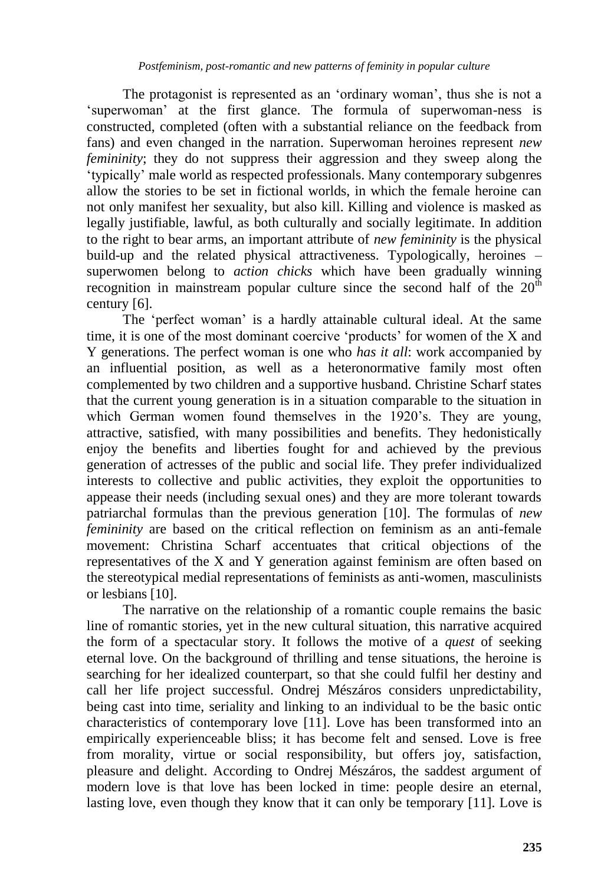The protagonist is represented as an 'ordinary woman', thus she is not a 'superwoman' at the first glance. The formula of superwoman-ness is constructed, completed (often with a substantial reliance on the feedback from fans) and even changed in the narration. Superwoman heroines represent *new femininity*; they do not suppress their aggression and they sweep along the 'typically' male world as respected professionals. Many contemporary subgenres allow the stories to be set in fictional worlds, in which the female heroine can not only manifest her sexuality, but also kill. Killing and violence is masked as legally justifiable, lawful, as both culturally and socially legitimate. In addition to the right to bear arms, an important attribute of *new femininity* is the physical build-up and the related physical attractiveness. Typologically, heroines – superwomen belong to *action chicks* which have been gradually winning recognition in mainstream popular culture since the second half of the 20th century [6].

The 'perfect woman' is a hardly attainable cultural ideal. At the same time, it is one of the most dominant coercive 'products' for women of the X and Y generations. The perfect woman is one who *has it all*: work accompanied by an influential position, as well as a heteronormative family most often complemented by two children and a supportive husband. Christine Scharf states that the current young generation is in a situation comparable to the situation in which German women found themselves in the 1920's. They are young, attractive, satisfied, with many possibilities and benefits. They hedonistically enjoy the benefits and liberties fought for and achieved by the previous generation of actresses of the public and social life. They prefer individualized interests to collective and public activities, they exploit the opportunities to appease their needs (including sexual ones) and they are more tolerant towards patriarchal formulas than the previous generation [10]. The formulas of *new femininity* are based on the critical reflection on feminism as an anti-female movement: Christina Scharf accentuates that critical objections of the representatives of the X and Y generation against feminism are often based on the stereotypical medial representations of feminists as anti-women, masculinists or lesbians [10].

The narrative on the relationship of a romantic couple remains the basic line of romantic stories, yet in the new cultural situation, this narrative acquired the form of a spectacular story. It follows the motive of a *quest* of seeking eternal love. On the background of thrilling and tense situations, the heroine is searching for her idealized counterpart, so that she could fulfil her destiny and call her life project successful. Ondrej Mészáros considers unpredictability, being cast into time, seriality and linking to an individual to be the basic ontic characteristics of contemporary love [11]. Love has been transformed into an empirically experienceable bliss; it has become felt and sensed. Love is free from morality, virtue or social responsibility, but offers joy, satisfaction, pleasure and delight. According to Ondrej Mészáros, the saddest argument of modern love is that love has been locked in time: people desire an eternal, lasting love, even though they know that it can only be temporary [11]. Love is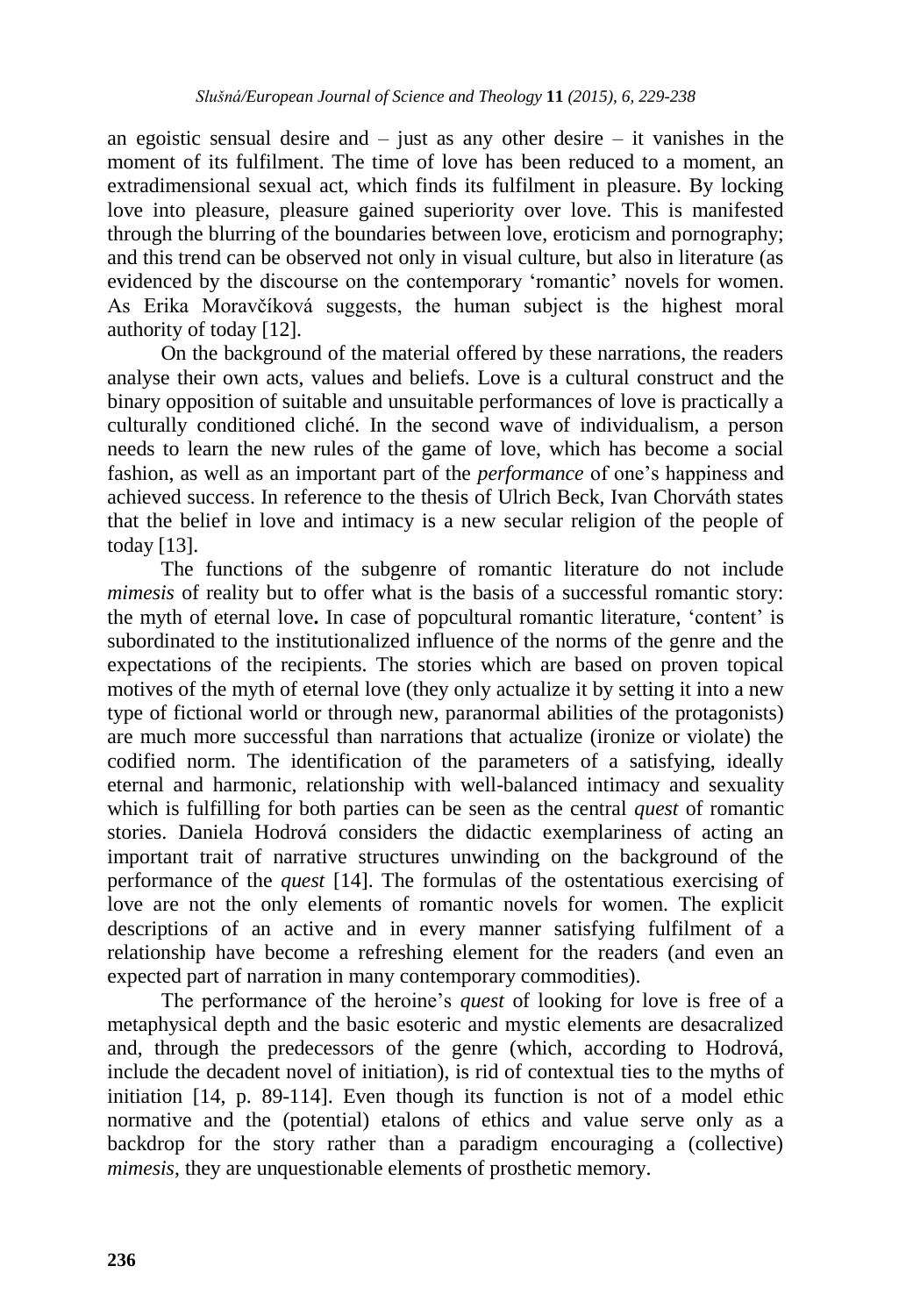an egoistic sensual desire and – just as any other desire – it vanishes in the moment of its fulfilment. The time of love has been reduced to a moment, an extradimensional sexual act, which finds its fulfilment in pleasure. By locking love into pleasure, pleasure gained superiority over love. This is manifested through the blurring of the boundaries between love, eroticism and pornography; and this trend can be observed not only in visual culture, but also in literature (as evidenced by the discourse on the contemporary 'romantic' novels for women. As Erika Moravčíková suggests, the human subject is the highest moral authority of today [12].

On the background of the material offered by these narrations, the readers analyse their own acts, values and beliefs. Love is a cultural construct and the binary opposition of suitable and unsuitable performances of love is practically a culturally conditioned cliché. In the second wave of individualism, a person needs to learn the new rules of the game of love, which has become a social fashion, as well as an important part of the *performance* of one's happiness and achieved success. In reference to the thesis of Ulrich Beck, Ivan Chorváth states that the belief in love and intimacy is a new secular religion of the people of today [13].

The functions of the subgenre of romantic literature do not include *mimesis* of reality but to offer what is the basis of a successful romantic story: the myth of eternal love**.** In case of popcultural romantic literature, 'content' is subordinated to the institutionalized influence of the norms of the genre and the expectations of the recipients. The stories which are based on proven topical motives of the myth of eternal love (they only actualize it by setting it into a new type of fictional world or through new, paranormal abilities of the protagonists) are much more successful than narrations that actualize (ironize or violate) the codified norm. The identification of the parameters of a satisfying, ideally eternal and harmonic, relationship with well-balanced intimacy and sexuality which is fulfilling for both parties can be seen as the central *quest* of romantic stories. Daniela Hodrová considers the didactic exemplariness of acting an important trait of narrative structures unwinding on the background of the performance of the *quest* [14]. The formulas of the ostentatious exercising of love are not the only elements of romantic novels for women. The explicit descriptions of an active and in every manner satisfying fulfilment of a relationship have become a refreshing element for the readers (and even an expected part of narration in many contemporary commodities).

The performance of the heroine's *quest* of looking for love is free of a metaphysical depth and the basic esoteric and mystic elements are desacralized and, through the predecessors of the genre (which, according to Hodrová, include the decadent novel of initiation), is rid of contextual ties to the myths of initiation [14, p. 89-114]. Even though its function is not of a model ethic normative and the (potential) etalons of ethics and value serve only as a backdrop for the story rather than a paradigm encouraging a (collective) *mimesis*, they are unquestionable elements of prosthetic memory.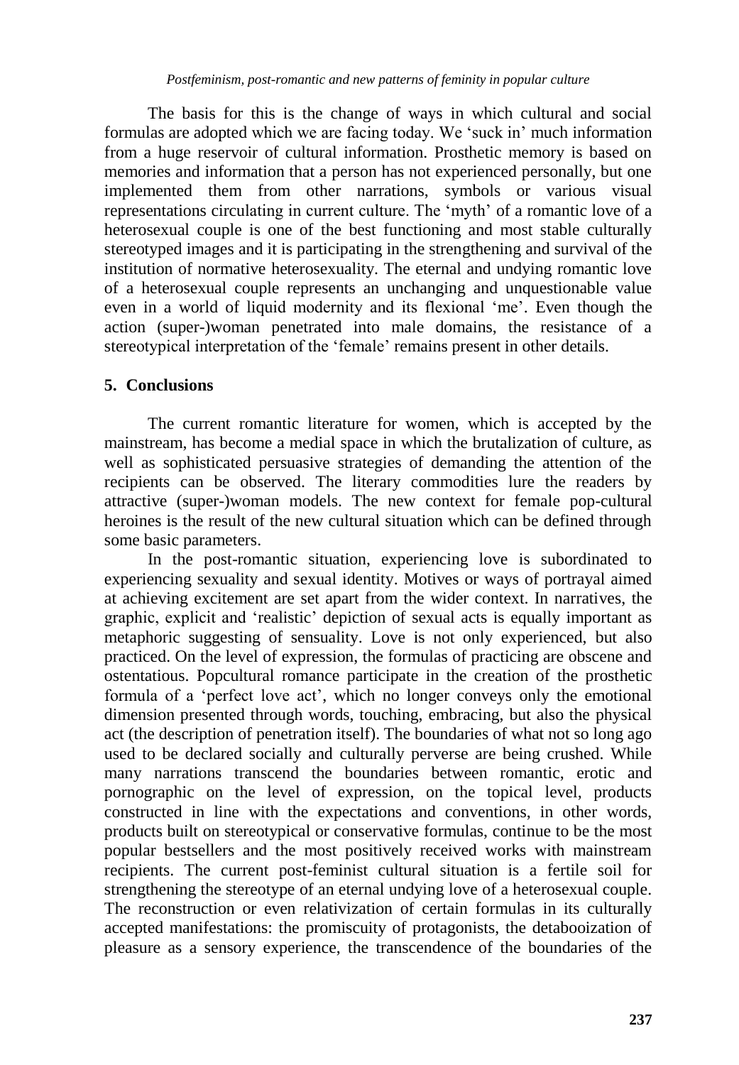The basis for this is the change of ways in which cultural and social formulas are adopted which we are facing today. We 'suck in' much information from a huge reservoir of cultural information. Prosthetic memory is based on memories and information that a person has not experienced personally, but one implemented them from other narrations, symbols or various visual representations circulating in current culture. The 'myth' of a romantic love of a heterosexual couple is one of the best functioning and most stable culturally stereotyped images and it is participating in the strengthening and survival of the institution of normative heterosexuality. The eternal and undying romantic love of a heterosexual couple represents an unchanging and unquestionable value even in a world of liquid modernity and its flexional 'me'. Even though the action (super-)woman penetrated into male domains, the resistance of a stereotypical interpretation of the 'female' remains present in other details.

## 5. Conclusions

The current romantic literature for women, which is accepted by the mainstream, has become a medial space in which the brutalization of culture, as well as sophisticated persuasive strategies of demanding the attention of the recipients can be observed. The literary commodities lure the readers by attractive (super-)woman models. The new context for female pop-cultural heroines is the result of the new cultural situation which can be defined through some basic parameters.

In the post-romantic situation, experiencing love is subordinated to experiencing sexuality and sexual identity. Motives or ways of portrayal aimed at achieving excitement are set apart from the wider context. In narratives, the graphic, explicit and 'realistic' depiction of sexual acts is equally important as metaphoric suggesting of sensuality. Love is not only experienced, but also practiced. On the level of expression, the formulas of practicing are obscene and ostentatious. Popcultural romance participate in the creation of the prosthetic formula of a 'perfect love act', which no longer conveys only the emotional dimension presented through words, touching, embracing, but also the physical act (the description of penetration itself). The boundaries of what not so long ago used to be declared socially and culturally perverse are being crushed. While many narrations transcend the boundaries between romantic, erotic and pornographic on the level of expression, on the topical level, products constructed in line with the expectations and conventions, in other words, products built on stereotypical or conservative formulas, continue to be the most popular bestsellers and the most positively received works with mainstream recipients. The current post-feminist cultural situation is a fertile soil for strengthening the stereotype of an eternal undying love of a heterosexual couple. The reconstruction or even relativization of certain formulas in its culturally accepted manifestations: the promiscuity of protagonists, the detabooization of pleasure as a sensory experience, the transcendence of the boundaries of the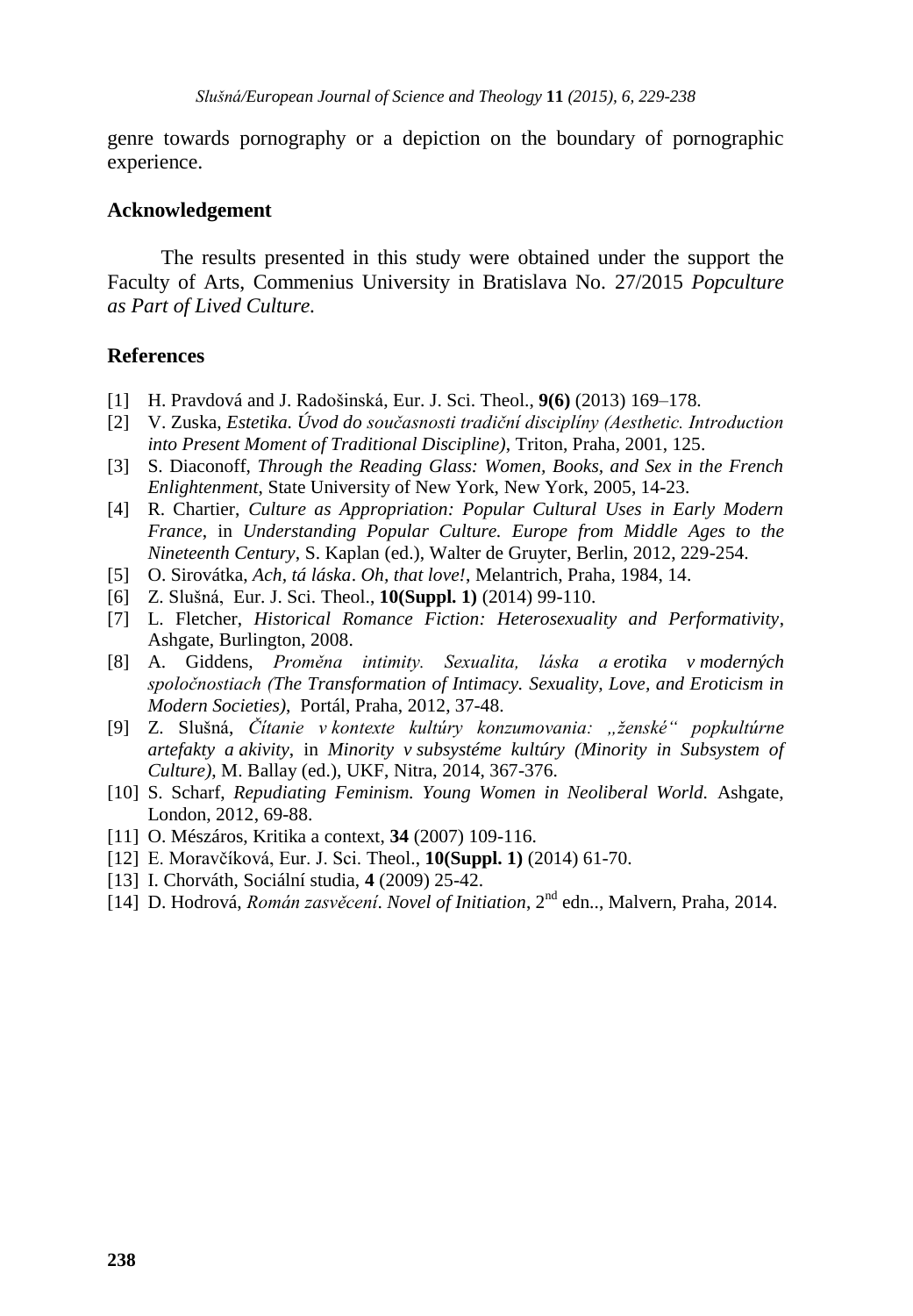genre towards pornography or a depiction on the boundary of pornographic experience.

## Acknowledgement

The results presented in this study were obtained under the support the Faculty of Arts, Commenius University in Bratislava No. 27/2015 *Popculture as Part of Lived Culture.*

## References

[1] H. Pravdová and J. Radošinská, Eur. J. Sci. Theol., **9(6)** (2013) 169–178.

[2] V. Zuska, *Estetika. Úvod do současnosti tradiční disciplíny (Aesthetic. Introduction into Present Moment of Traditional Discipline)*, Triton, Praha, 2001, 125.

[3] S. Diaconoff, *Through the Reading Glass: Women, Books, and Sex in the French Enlightenment*, State University of New York, New York, 2005, 14-23.

[4] R. Chartier, *Culture as Appropriation: Popular Cultural Uses in Early Modern France*, in *Understanding Popular Culture. Europe from Middle Ages to the Nineteenth Century*, S. Kaplan (ed.), Walter de Gruyter, Berlin, 2012, 229-254.

[5] O. Sirovátka, *Ach, tá láska*. *Oh, that love!*, Melantrich, Praha, 1984, 14.

[6] Z. Slušná, Eur. J. Sci. Theol., **10(Suppl. 1)** (2014) 99-110.

[7] L. Fletcher, *Historical Romance Fiction: Heterosexuality and Performativity*, Ashgate, Burlington, 2008.

[8] A. Giddens, *Proměna intimity. Sexualita, láska a erotika v moderných spoločnostiach (The Transformation of Intimacy. Sexuality, Love, and Eroticism in Modern Societies)*, Portál, Praha, 2012, 37-48.

[9] Z. Slušná, *Čítanie v kontexte kultúry konzumovania: „ženské" popkultúrne artefakty a akivity*, in *Minority v subsystéme kultúry (Minority in Subsystem of Culture)*, M. Ballay (ed.), UKF, Nitra, 2014, 367-376.

[10] S. Scharf, *Repudiating Feminism. Young Women in Neoliberal World.* Ashgate, London, 2012, 69-88.

[11] O. Mészáros, Kritika a context, **34** (2007) 109-116.

[12] E. Moravčíková, Eur. J. Sci. Theol., **10(Suppl. 1)** (2014) 61-70.

[13] I. Chorváth, Sociální studia, **4** (2009) 25-42.

[14] D. Hodrová, *Román zasvěcení*. *Novel of Initiation*, 2nd edn.., Malvern, Praha, 2014.